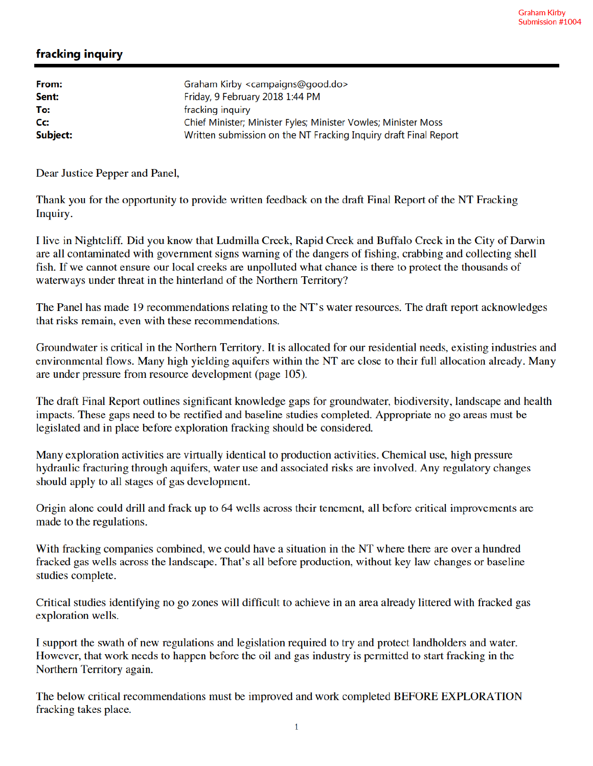Graham Kirby
Submission #1004

## fracking inquiry

| | |
|---|---|
| **From:** | Graham Kirby <campaigns@good.do> |
| **Sent:** | Friday, 9 February 2018 1:44 PM |
| **To:** | fracking inquiry |
| **Cc:** | Chief Minister; Minister Fyles; Minister Vowles; Minister Moss |
| **Subject:** | Written submission on the NT Fracking Inquiry draft Final Report |

Dear Justice Pepper and Panel,

Thank you for the opportunity to provide written feedback on the draft Final Report of the NT Fracking Inquiry.

I live in Nightcliff. Did you know that Ludmilla Creek, Rapid Creek and Buffalo Creek in the City of Darwin are all contaminated with government signs warning of the dangers of fishing, crabbing and collecting shell fish. If we cannot ensure our local creeks are unpolluted what chance is there to protect the thousands of waterways under threat in the hinterland of the Northern Territory?

The Panel has made 19 recommendations relating to the NT's water resources. The draft report acknowledges that risks remain, even with these recommendations.

Groundwater is critical in the Northern Territory. It is allocated for our residential needs, existing industries and environmental flows. Many high yielding aquifers within the NT are close to their full allocation already. Many are under pressure from resource development (page 105).

The draft Final Report outlines significant knowledge gaps for groundwater, biodiversity, landscape and health impacts. These gaps need to be rectified and baseline studies completed. Appropriate no go areas must be legislated and in place before exploration fracking should be considered.

Many exploration activities are virtually identical to production activities. Chemical use, high pressure hydraulic fracturing through aquifers, water use and associated risks are involved. Any regulatory changes should apply to all stages of gas development.

Origin alone could drill and frack up to 64 wells across their tenement, all before critical improvements are made to the regulations.

With fracking companies combined, we could have a situation in the NT where there are over a hundred fracked gas wells across the landscape. That's all before production, without key law changes or baseline studies complete.

Critical studies identifying no go zones will difficult to achieve in an area already littered with fracked gas exploration wells.

I support the swath of new regulations and legislation required to try and protect landholders and water. However, that work needs to happen before the oil and gas industry is permitted to start fracking in the Northern Territory again.

The below critical recommendations must be improved and work completed BEFORE EXPLORATION fracking takes place.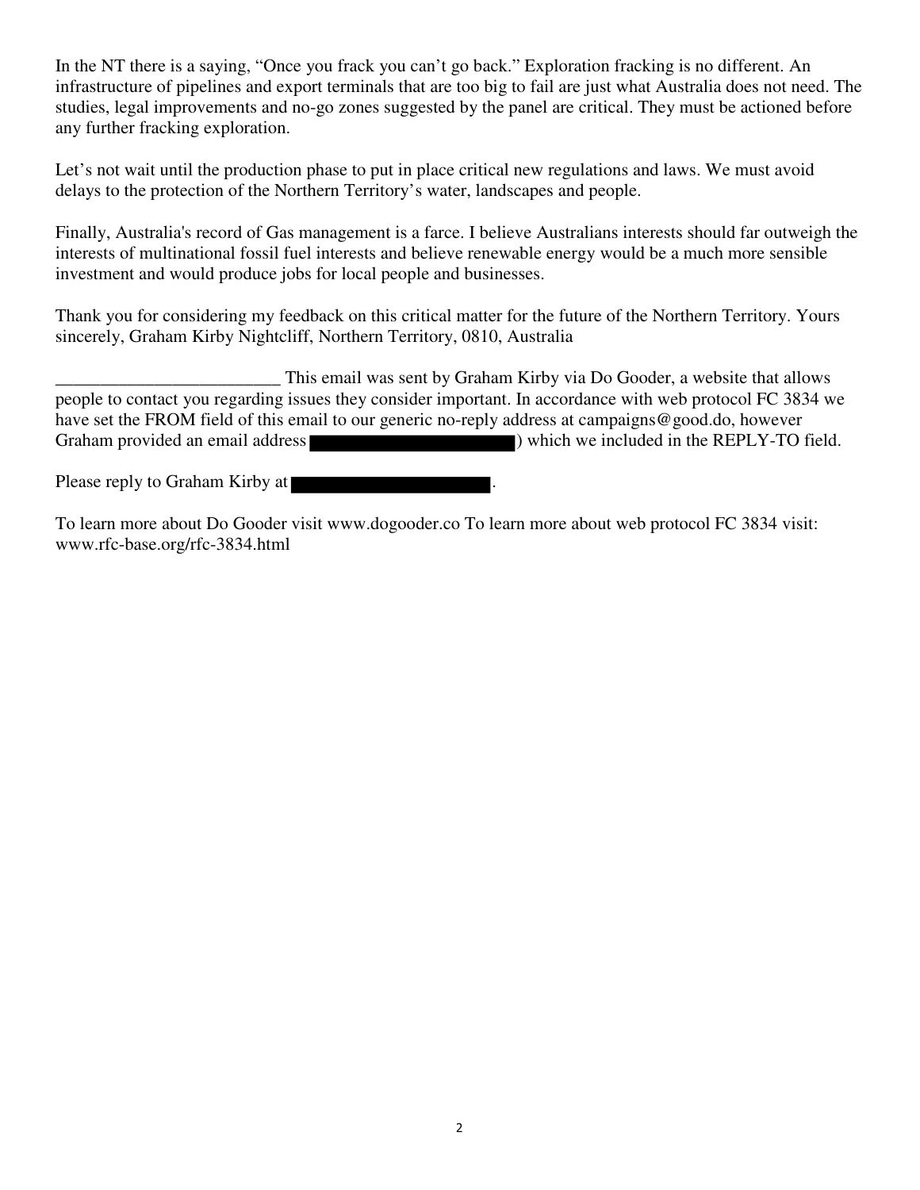In the NT there is a saying, "Once you frack you can't go back." Exploration fracking is no different. An infrastructure of pipelines and export terminals that are too big to fail are just what Australia does not need. The studies, legal improvements and no-go zones suggested by the panel are critical. They must be actioned before any further fracking exploration.

Let's not wait until the production phase to put in place critical new regulations and laws. We must avoid delays to the protection of the Northern Territory's water, landscapes and people.

Finally, Australia's record of Gas management is a farce. I believe Australians interests should far outweigh the interests of multinational fossil fuel interests and believe renewable energy would be a much more sensible investment and would produce jobs for local people and businesses.

Thank you for considering my feedback on this critical matter for the future of the Northern Territory. Yours sincerely, Graham Kirby Nightcliff, Northern Territory, 0810, Australia

_________________________ This email was sent by Graham Kirby via Do Gooder, a website that allows people to contact you regarding issues they consider important. In accordance with web protocol FC 3834 we have set the FROM field of this email to our generic no-reply address at campaigns@good.do, however Graham provided an email address [REDACTED]) which we included in the REPLY-TO field.

Please reply to Graham Kirby at [REDACTED].

To learn more about Do Gooder visit www.dogooder.co To learn more about web protocol FC 3834 visit: www.rfc-base.org/rfc-3834.html